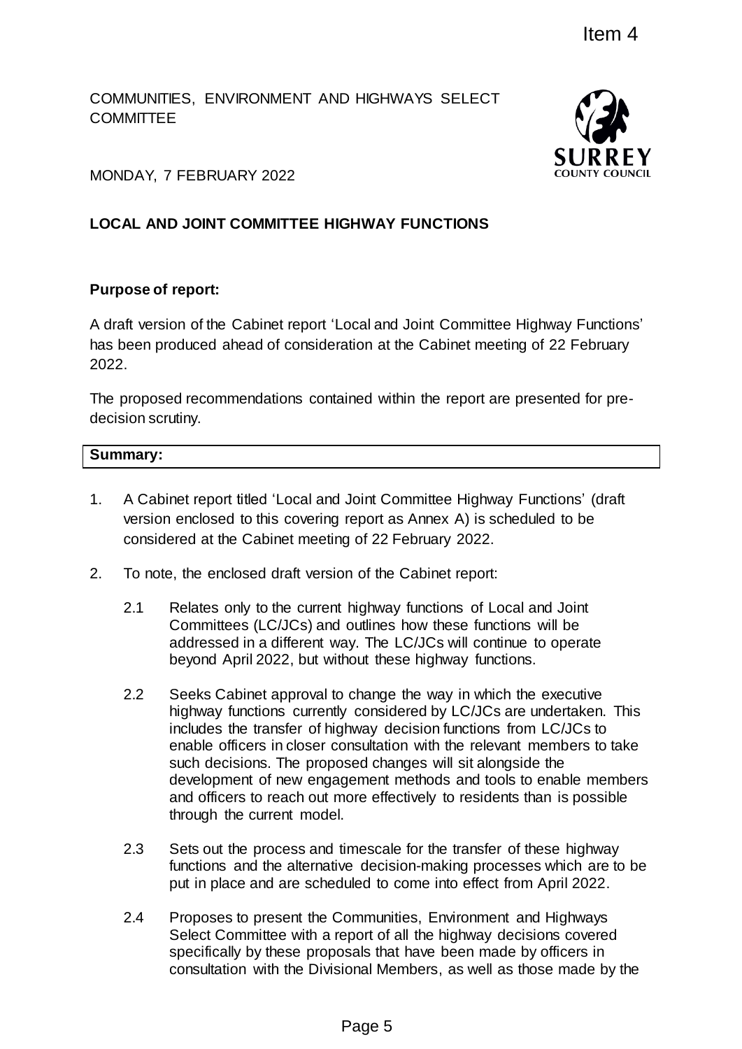Item 4

COMMUNITIES, ENVIRONMENT AND HIGHWAYS SELECT COMMITTEE

MONDAY, 7 FEBRUARY 2022

**LOCAL AND JOINT COMMITTEE HIGHWAY FUNCTIONS**

**Purpose of report:**

A draft version of the Cabinet report 'Local and Joint Committee Highway Functions' has been produced ahead of consideration at the Cabinet meeting of 22 February 2022.

The proposed recommendations contained within the report are presented for pre-decision scrutiny.

**Summary:**

1. A Cabinet report titled 'Local and Joint Committee Highway Functions' (draft version enclosed to this covering report as Annex A) is scheduled to be considered at the Cabinet meeting of 22 February 2022.

2. To note, the enclosed draft version of the Cabinet report:

   2.1 Relates only to the current highway functions of Local and Joint Committees (LC/JCs) and outlines how these functions will be addressed in a different way. The LC/JCs will continue to operate beyond April 2022, but without these highway functions.

   2.2 Seeks Cabinet approval to change the way in which the executive highway functions currently considered by LC/JCs are undertaken. This includes the transfer of highway decision functions from LC/JCs to enable officers in closer consultation with the relevant members to take such decisions. The proposed changes will sit alongside the development of new engagement methods and tools to enable members and officers to reach out more effectively to residents than is possible through the current model.

   2.3 Sets out the process and timescale for the transfer of these highway functions and the alternative decision-making processes which are to be put in place and are scheduled to come into effect from April 2022.

   2.4 Proposes to present the Communities, Environment and Highways Select Committee with a report of all the highway decisions covered specifically by these proposals that have been made by officers in consultation with the Divisional Members, as well as those made by the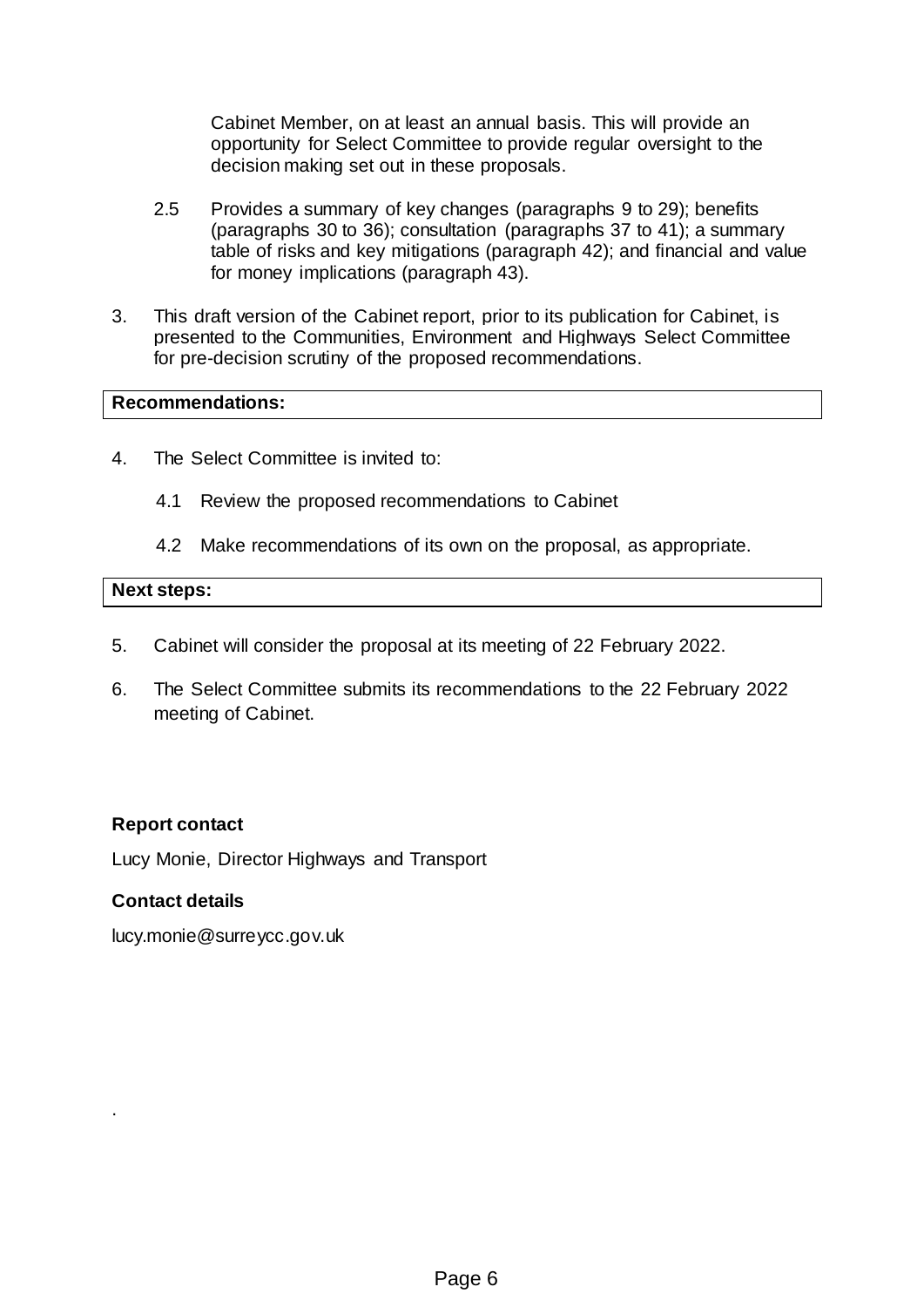Cabinet Member, on at least an annual basis. This will provide an opportunity for Select Committee to provide regular oversight to the decision making set out in these proposals.

2.5 Provides a summary of key changes (paragraphs 9 to 29); benefits (paragraphs 30 to 36); consultation (paragraphs 37 to 41); a summary table of risks and key mitigations (paragraph 42); and financial and value for money implications (paragraph 43).

3. This draft version of the Cabinet report, prior to its publication for Cabinet, is presented to the Communities, Environment and Highways Select Committee for pre-decision scrutiny of the proposed recommendations.

**Recommendations:**

4. The Select Committee is invited to:

   4.1 Review the proposed recommendations to Cabinet

   4.2 Make recommendations of its own on the proposal, as appropriate.

**Next steps:**

5. Cabinet will consider the proposal at its meeting of 22 February 2022.

6. The Select Committee submits its recommendations to the 22 February 2022 meeting of Cabinet.

**Report contact**

Lucy Monie, Director Highways and Transport

**Contact details**

lucy.monie@surreycc.gov.uk

.